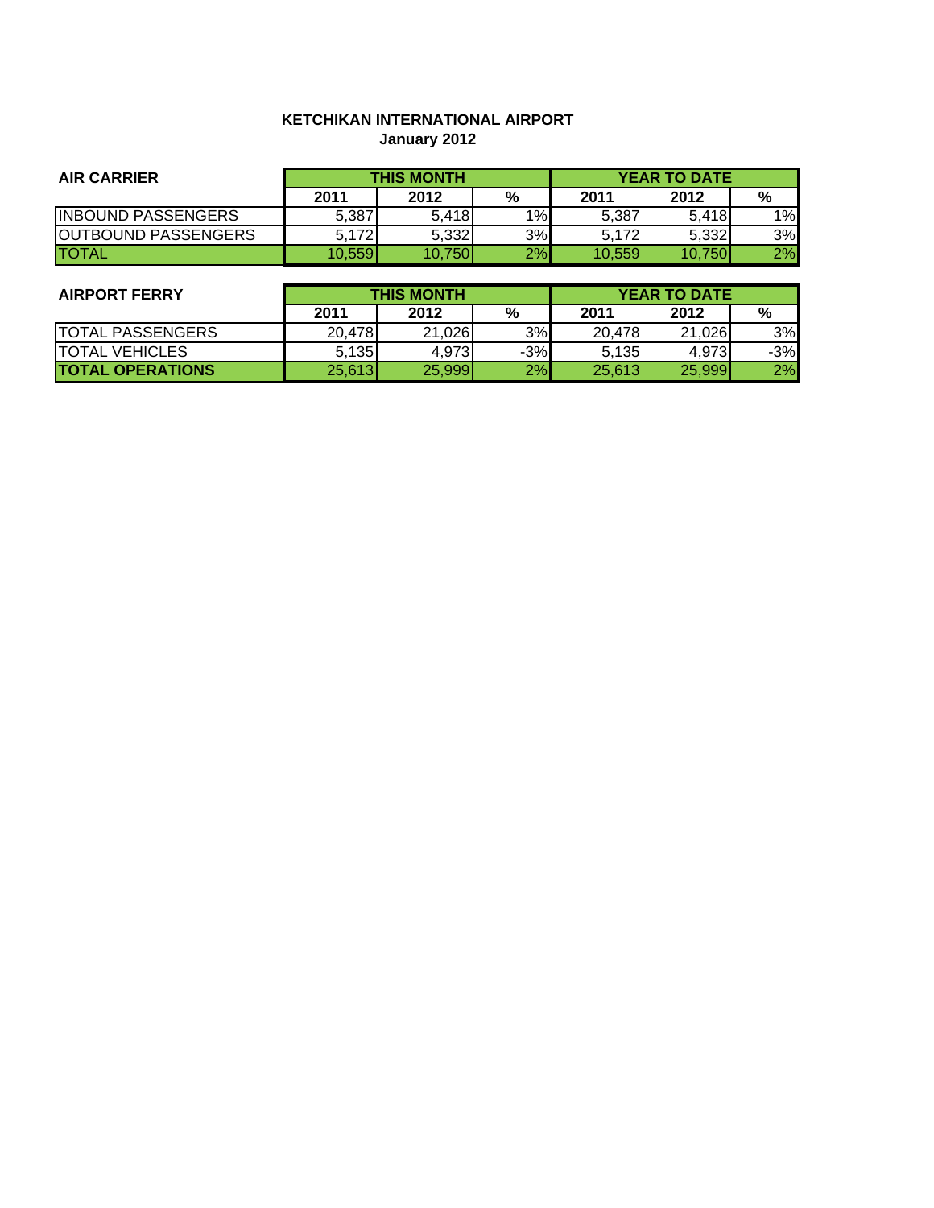# KETCHIKAN INTERNATIONAL AIRPORT
## January 2012

| AIR CARRIER | THIS MONTH | | | YEAR TO DATE | | |
|---|---|---|---|---|---|---|
| | 2011 | 2012 | % | 2011 | 2012 | % |
| INBOUND PASSENGERS | 5,387 | 5,418 | 1% | 5,387 | 5,418 | 1% |
| OUTBOUND PASSENGERS | 5,172 | 5,332 | 3% | 5,172 | 5,332 | 3% |
| TOTAL | 10,559 | 10,750 | 2% | 10,559 | 10,750 | 2% |

| AIRPORT FERRY | THIS MONTH | | | YEAR TO DATE | | |
|---|---|---|---|---|---|---|
| | 2011 | 2012 | % | 2011 | 2012 | % |
| TOTAL PASSENGERS | 20,478 | 21,026 | 3% | 20,478 | 21,026 | 3% |
| TOTAL VEHICLES | 5,135 | 4,973 | -3% | 5,135 | 4,973 | -3% |
| **TOTAL OPERATIONS** | 25,613 | 25,999 | 2% | 25,613 | 25,999 | 2% |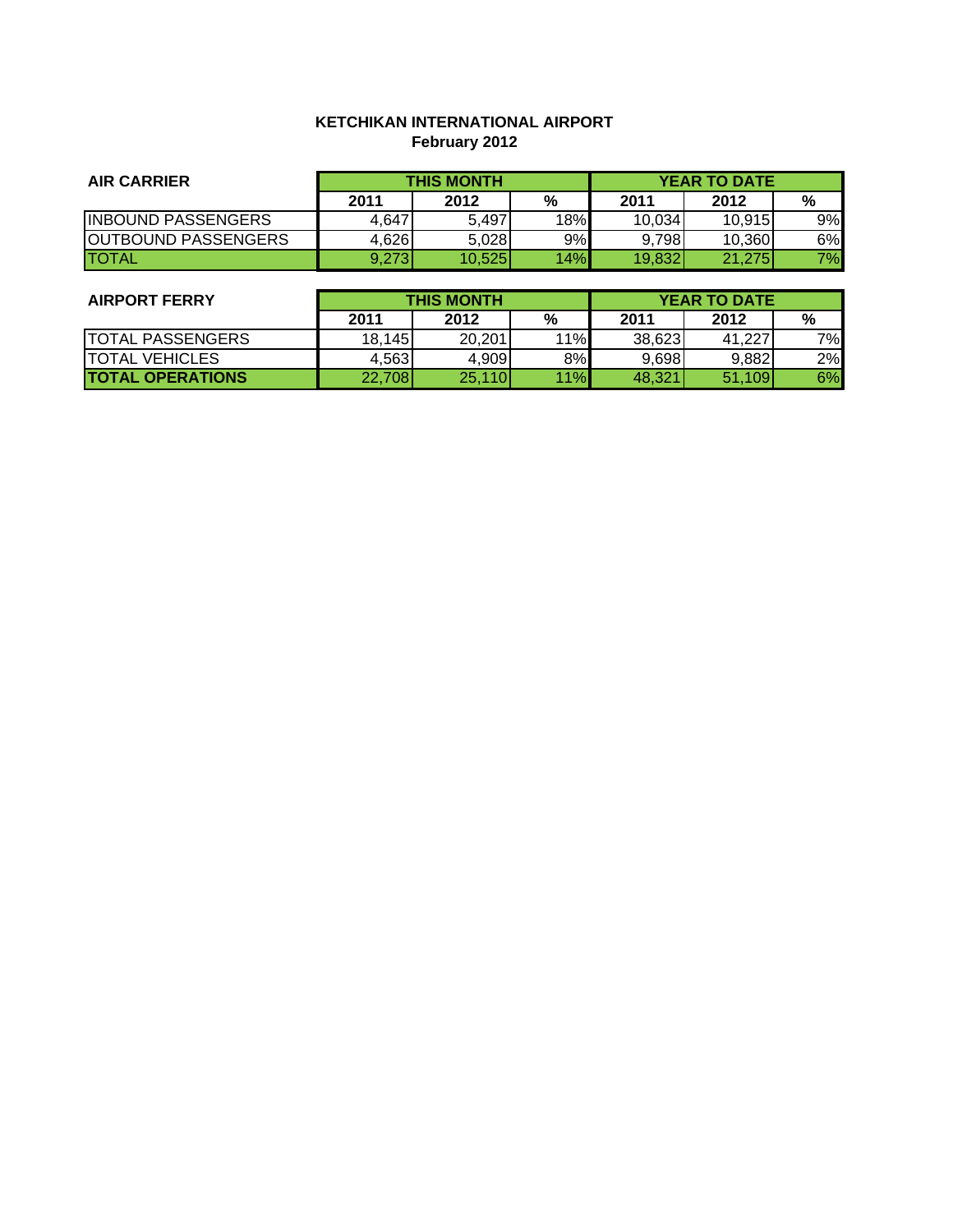# KETCHIKAN INTERNATIONAL AIRPORT

## February 2012

| AIR CARRIER | THIS MONTH | | | YEAR TO DATE | | |
|---|---|---|---|---|---|---|
| | 2011 | 2012 | % | 2011 | 2012 | % |
| INBOUND PASSENGERS | 4,647 | 5,497 | 18% | 10,034 | 10,915 | 9% |
| OUTBOUND PASSENGERS | 4,626 | 5,028 | 9% | 9,798 | 10,360 | 6% |
| TOTAL | 9,273 | 10,525 | 14% | 19,832 | 21,275 | 7% |

| AIRPORT FERRY | THIS MONTH | | | YEAR TO DATE | | |
|---|---|---|---|---|---|---|
| | 2011 | 2012 | % | 2011 | 2012 | % |
| TOTAL PASSENGERS | 18,145 | 20,201 | 11% | 38,623 | 41,227 | 7% |
| TOTAL VEHICLES | 4,563 | 4,909 | 8% | 9,698 | 9,882 | 2% |
| **TOTAL OPERATIONS** | 22,708 | 25,110 | 11% | 48,321 | 51,109 | 6% |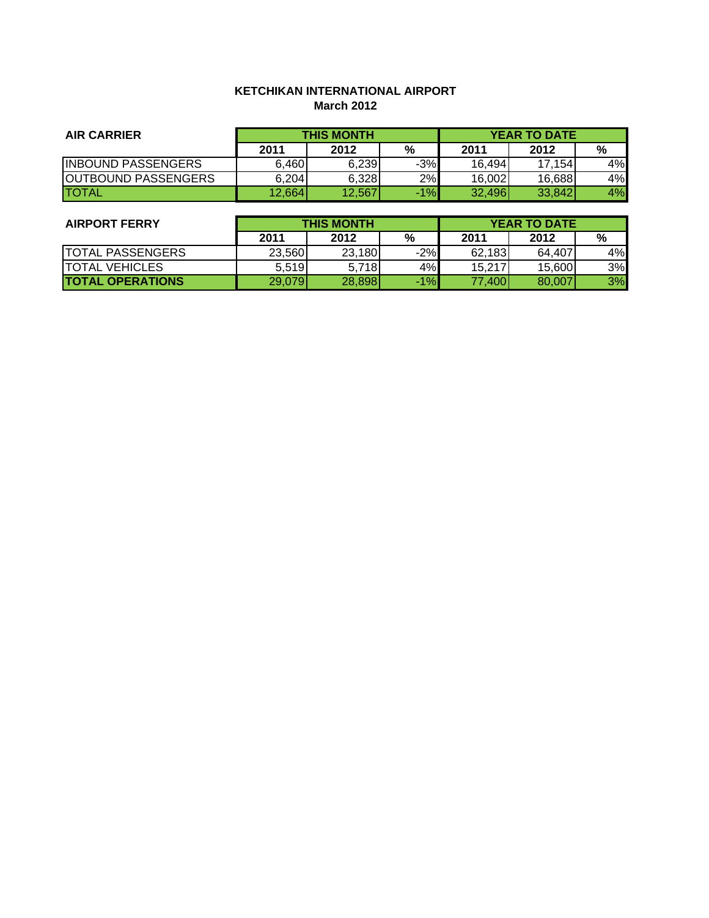**KETCHIKAN INTERNATIONAL AIRPORT**
**March 2012**

| AIR CARRIER | THIS MONTH | | | YEAR TO DATE | | |
|---|---|---|---|---|---|---|
| | 2011 | 2012 | % | 2011 | 2012 | % |
| INBOUND PASSENGERS | 6,460 | 6,239 | -3% | 16,494 | 17,154 | 4% |
| OUTBOUND PASSENGERS | 6,204 | 6,328 | 2% | 16,002 | 16,688 | 4% |
| TOTAL | 12,664 | 12,567 | -1% | 32,496 | 33,842 | 4% |

| AIRPORT FERRY | THIS MONTH | | | YEAR TO DATE | | |
|---|---|---|---|---|---|---|
| | 2011 | 2012 | % | 2011 | 2012 | % |
| TOTAL PASSENGERS | 23,560 | 23,180 | -2% | 62,183 | 64,407 | 4% |
| TOTAL VEHICLES | 5,519 | 5,718 | 4% | 15,217 | 15,600 | 3% |
| **TOTAL OPERATIONS** | 29,079 | 28,898 | -1% | 77,400 | 80,007 | 3% |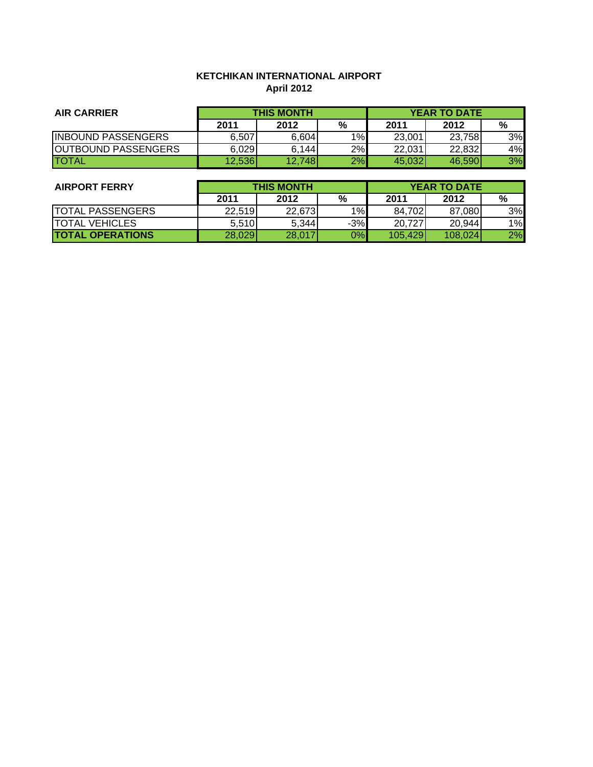**KETCHIKAN INTERNATIONAL AIRPORT**
**April 2012**

| AIR CARRIER | THIS MONTH | | | YEAR TO DATE | | |
|---|---|---|---|---|---|---|
| | 2011 | 2012 | % | 2011 | 2012 | % |
| INBOUND PASSENGERS | 6,507 | 6,604 | 1% | 23,001 | 23,758 | 3% |
| OUTBOUND PASSENGERS | 6,029 | 6,144 | 2% | 22,031 | 22,832 | 4% |
| TOTAL | 12,536 | 12,748 | 2% | 45,032 | 46,590 | 3% |

| AIRPORT FERRY | THIS MONTH | | | YEAR TO DATE | | |
|---|---|---|---|---|---|---|
| | 2011 | 2012 | % | 2011 | 2012 | % |
| TOTAL PASSENGERS | 22,519 | 22,673 | 1% | 84,702 | 87,080 | 3% |
| TOTAL VEHICLES | 5,510 | 5,344 | -3% | 20,727 | 20,944 | 1% |
| **TOTAL OPERATIONS** | 28,029 | 28,017 | 0% | 105,429 | 108,024 | 2% |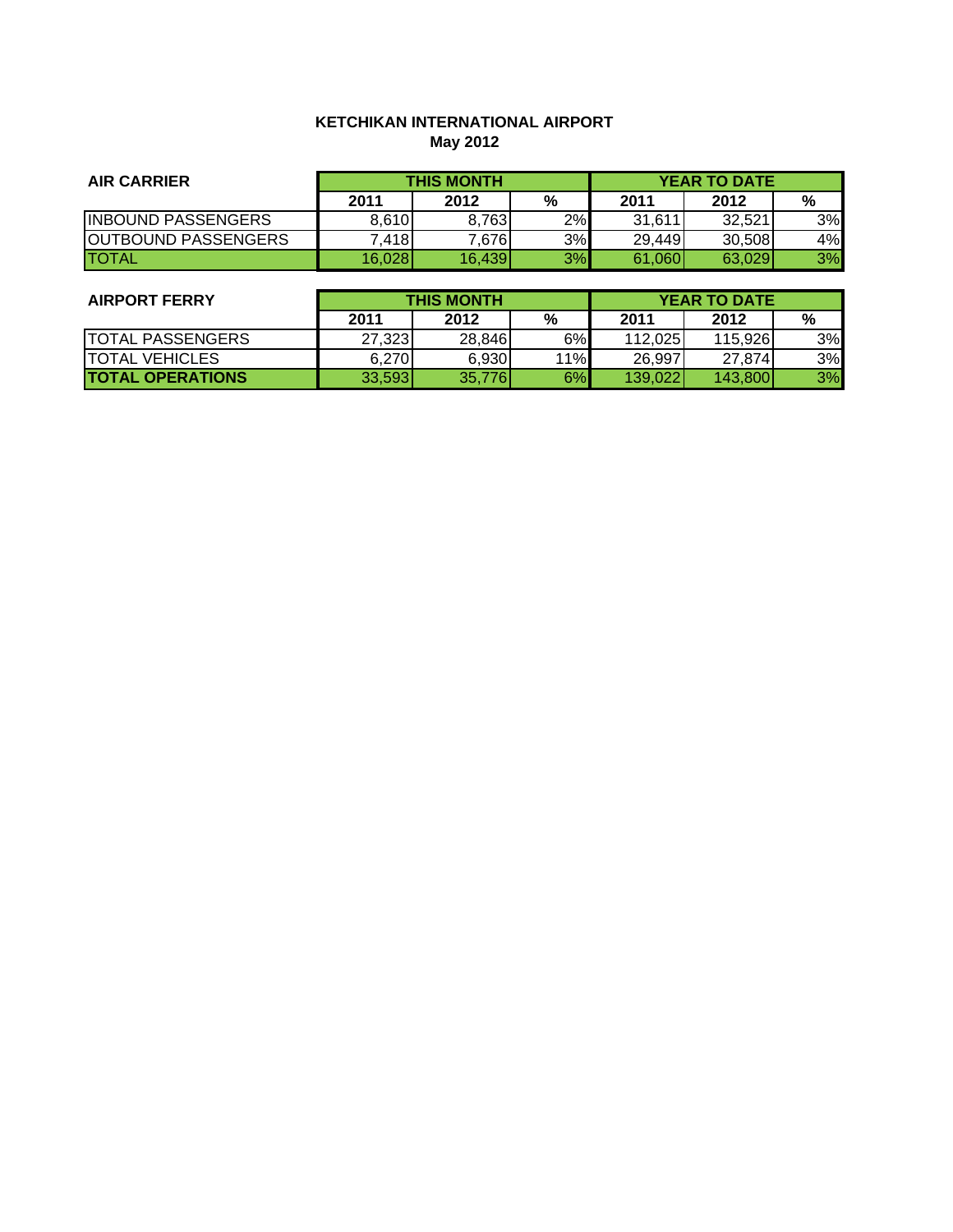**KETCHIKAN INTERNATIONAL AIRPORT**
**May 2012**

| AIR CARRIER | THIS MONTH | | | YEAR TO DATE | | |
|---|---|---|---|---|---|---|
| | 2011 | 2012 | % | 2011 | 2012 | % |
| INBOUND PASSENGERS | 8,610 | 8,763 | 2% | 31,611 | 32,521 | 3% |
| OUTBOUND PASSENGERS | 7,418 | 7,676 | 3% | 29,449 | 30,508 | 4% |
| TOTAL | 16,028 | 16,439 | 3% | 61,060 | 63,029 | 3% |

| AIRPORT FERRY | THIS MONTH | | | YEAR TO DATE | | |
|---|---|---|---|---|---|---|
| | 2011 | 2012 | % | 2011 | 2012 | % |
| TOTAL PASSENGERS | 27,323 | 28,846 | 6% | 112,025 | 115,926 | 3% |
| TOTAL VEHICLES | 6,270 | 6,930 | 11% | 26,997 | 27,874 | 3% |
| **TOTAL OPERATIONS** | 33,593 | 35,776 | 6% | 139,022 | 143,800 | 3% |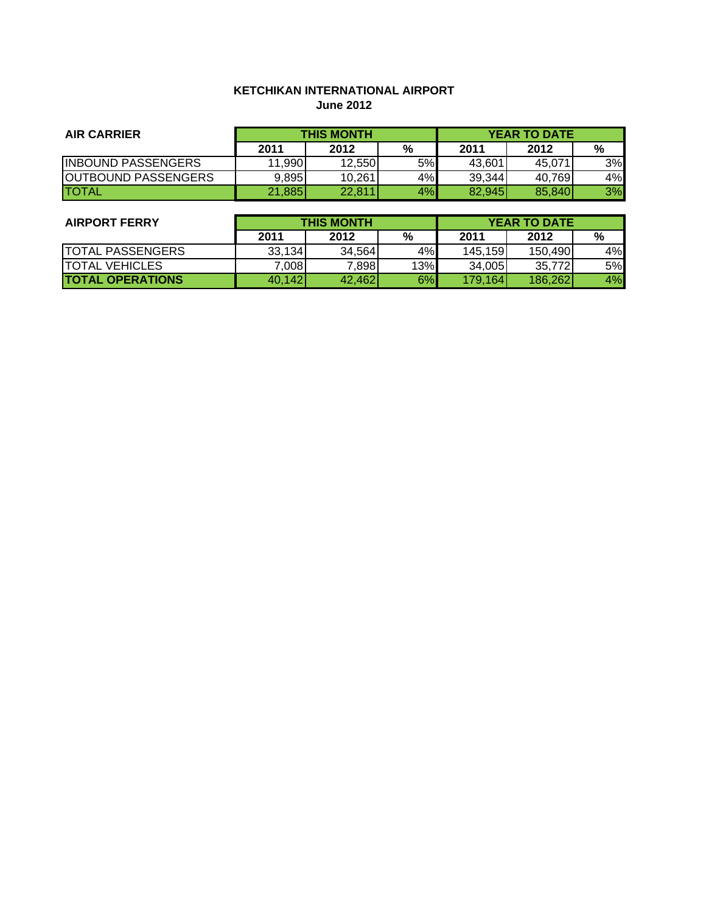**KETCHIKAN INTERNATIONAL AIRPORT**
**June 2012**

| AIR CARRIER | THIS MONTH | | | YEAR TO DATE | | |
|---|---|---|---|---|---|---|
| | 2011 | 2012 | % | 2011 | 2012 | % |
| INBOUND PASSENGERS | 11,990 | 12,550 | 5% | 43,601 | 45,071 | 3% |
| OUTBOUND PASSENGERS | 9,895 | 10,261 | 4% | 39,344 | 40,769 | 4% |
| TOTAL | 21,885 | 22,811 | 4% | 82,945 | 85,840 | 3% |

| AIRPORT FERRY | THIS MONTH | | | YEAR TO DATE | | |
|---|---|---|---|---|---|---|
| | 2011 | 2012 | % | 2011 | 2012 | % |
| TOTAL PASSENGERS | 33,134 | 34,564 | 4% | 145,159 | 150,490 | 4% |
| TOTAL VEHICLES | 7,008 | 7,898 | 13% | 34,005 | 35,772 | 5% |
| **TOTAL OPERATIONS** | 40,142 | 42,462 | 6% | 179,164 | 186,262 | 4% |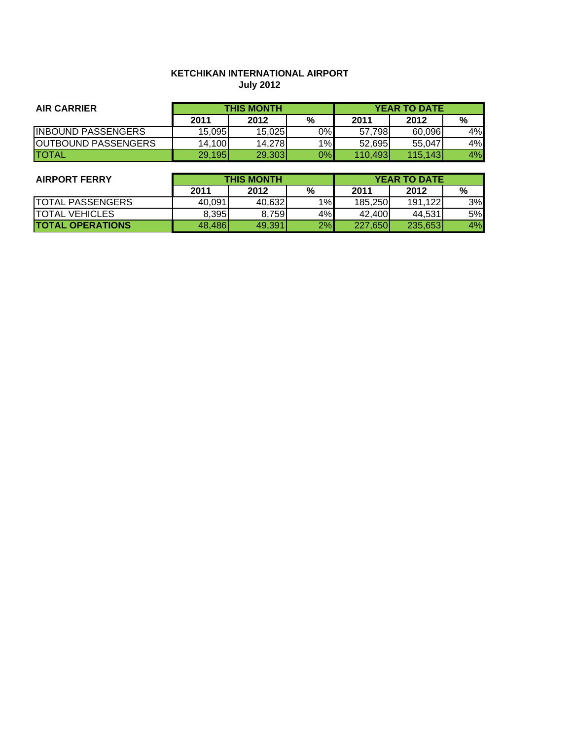**KETCHIKAN INTERNATIONAL AIRPORT**
**July 2012**

| AIR CARRIER | THIS MONTH | | | YEAR TO DATE | | |
|---|---|---|---|---|---|---|
| | 2011 | 2012 | % | 2011 | 2012 | % |
| INBOUND PASSENGERS | 15,095 | 15,025 | 0% | 57,798 | 60,096 | 4% |
| OUTBOUND PASSENGERS | 14,100 | 14,278 | 1% | 52,695 | 55,047 | 4% |
| TOTAL | 29,195 | 29,303 | 0% | 110,493 | 115,143 | 4% |

| AIRPORT FERRY | THIS MONTH | | | YEAR TO DATE | | |
|---|---|---|---|---|---|---|
| | 2011 | 2012 | % | 2011 | 2012 | % |
| TOTAL PASSENGERS | 40,091 | 40,632 | 1% | 185,250 | 191,122 | 3% |
| TOTAL VEHICLES | 8,395 | 8,759 | 4% | 42,400 | 44,531 | 5% |
| **TOTAL OPERATIONS** | 48,486 | 49,391 | 2% | 227,650 | 235,653 | 4% |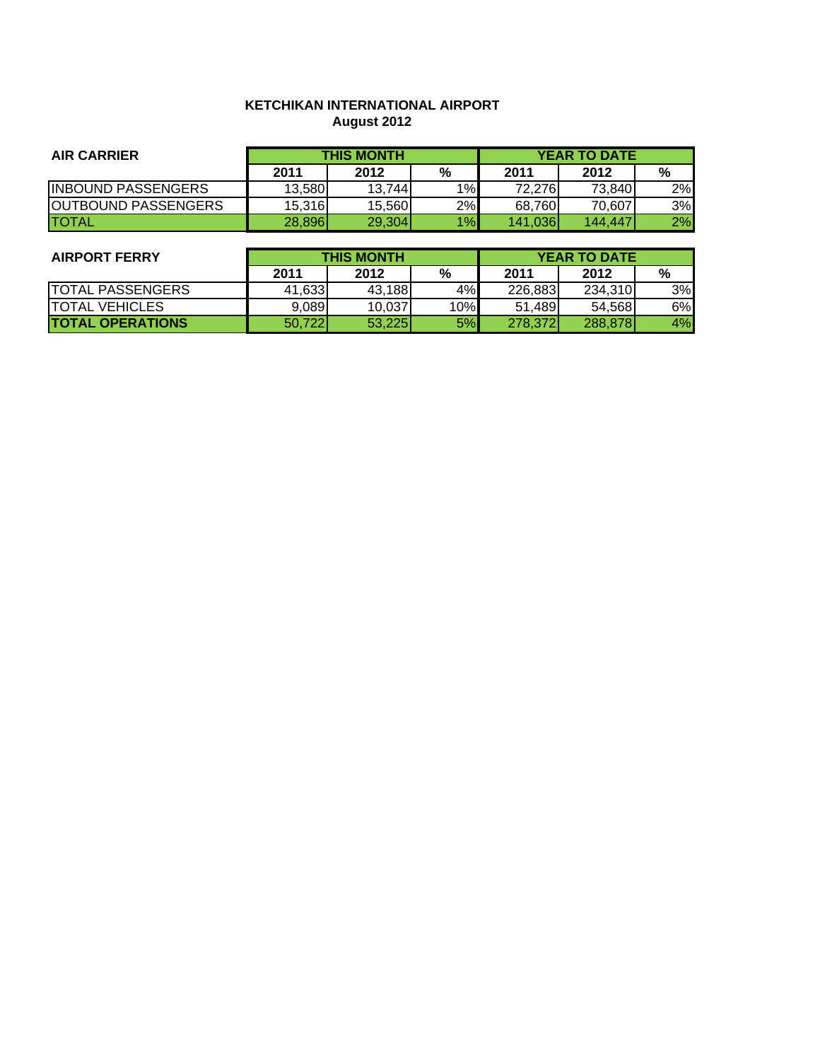**KETCHIKAN INTERNATIONAL AIRPORT**
**August 2012**

| AIR CARRIER | THIS MONTH | | | YEAR TO DATE | | |
|---|---|---|---|---|---|---|
| | 2011 | 2012 | % | 2011 | 2012 | % |
| INBOUND PASSENGERS | 13,580 | 13,744 | 1% | 72,276 | 73,840 | 2% |
| OUTBOUND PASSENGERS | 15,316 | 15,560 | 2% | 68,760 | 70,607 | 3% |
| TOTAL | 28,896 | 29,304 | 1% | 141,036 | 144,447 | 2% |

| AIRPORT FERRY | THIS MONTH | | | YEAR TO DATE | | |
|---|---|---|---|---|---|---|
| | 2011 | 2012 | % | 2011 | 2012 | % |
| TOTAL PASSENGERS | 41,633 | 43,188 | 4% | 226,883 | 234,310 | 3% |
| TOTAL VEHICLES | 9,089 | 10,037 | 10% | 51,489 | 54,568 | 6% |
| **TOTAL OPERATIONS** | 50,722 | 53,225 | 5% | 278,372 | 288,878 | 4% |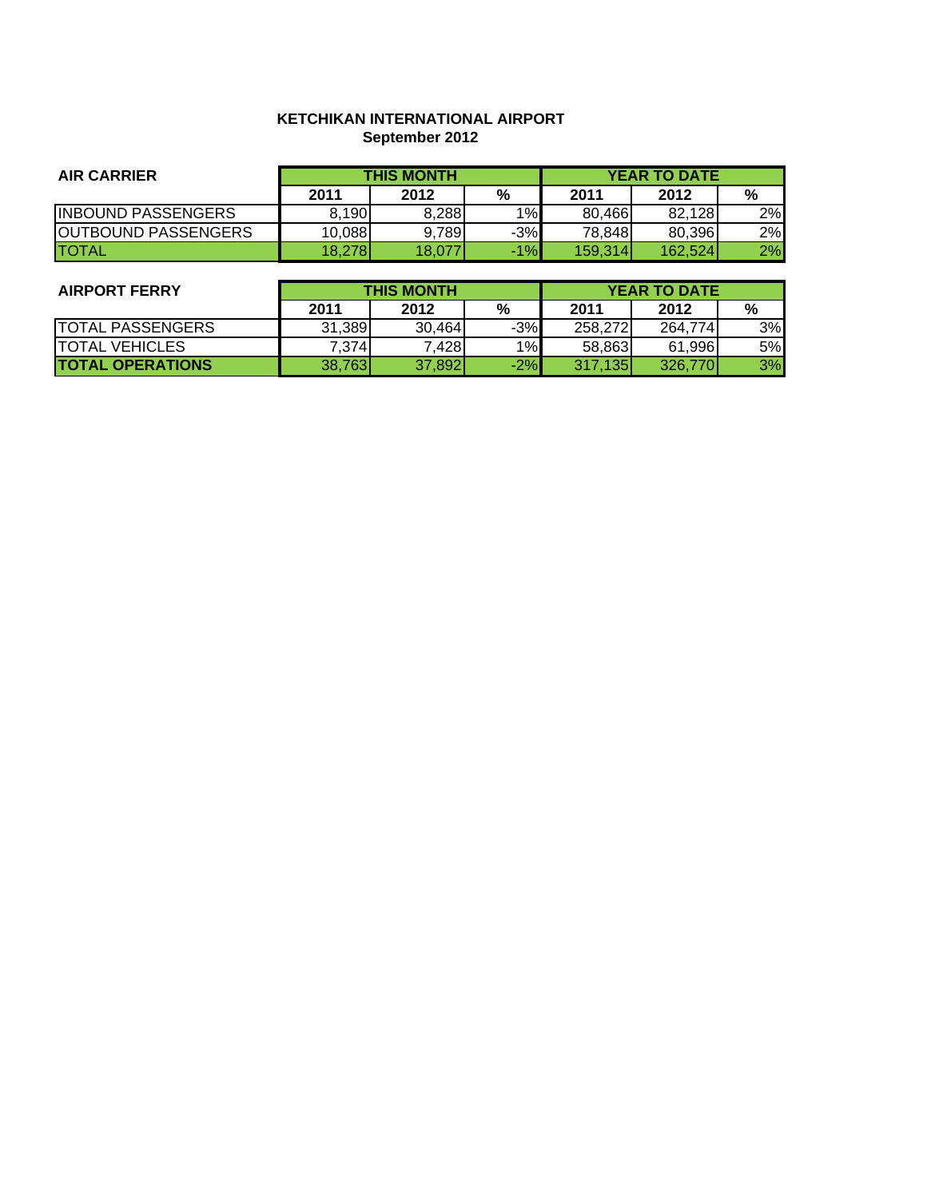**KETCHIKAN INTERNATIONAL AIRPORT**
**September 2012**

| AIR CARRIER | THIS MONTH | | | YEAR TO DATE | | |
|---|---|---|---|---|---|---|
| | 2011 | 2012 | % | 2011 | 2012 | % |
| INBOUND PASSENGERS | 8,190 | 8,288 | 1% | 80,466 | 82,128 | 2% |
| OUTBOUND PASSENGERS | 10,088 | 9,789 | -3% | 78,848 | 80,396 | 2% |
| TOTAL | 18,278 | 18,077 | -1% | 159,314 | 162,524 | 2% |

| AIRPORT FERRY | THIS MONTH | | | YEAR TO DATE | | |
|---|---|---|---|---|---|---|
| | 2011 | 2012 | % | 2011 | 2012 | % |
| TOTAL PASSENGERS | 31,389 | 30,464 | -3% | 258,272 | 264,774 | 3% |
| TOTAL VEHICLES | 7,374 | 7,428 | 1% | 58,863 | 61,996 | 5% |
| **TOTAL OPERATIONS** | 38,763 | 37,892 | -2% | 317,135 | 326,770 | 3% |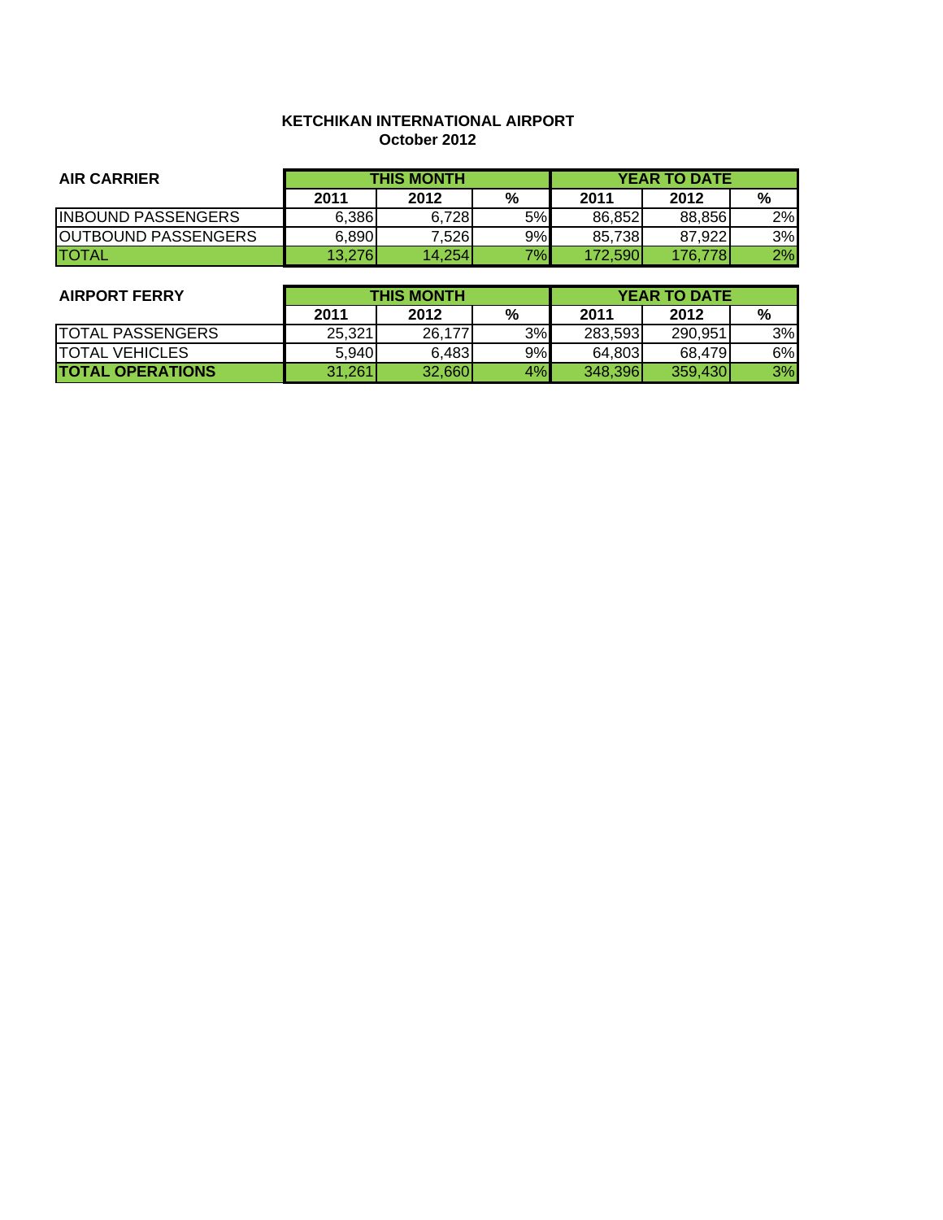**KETCHIKAN INTERNATIONAL AIRPORT**
**October 2012**

| AIR CARRIER | THIS MONTH | | | YEAR TO DATE | | |
|---|---|---|---|---|---|---|
| | 2011 | 2012 | % | 2011 | 2012 | % |
| INBOUND PASSENGERS | 6,386 | 6,728 | 5% | 86,852 | 88,856 | 2% |
| OUTBOUND PASSENGERS | 6,890 | 7,526 | 9% | 85,738 | 87,922 | 3% |
| TOTAL | 13,276 | 14,254 | 7% | 172,590 | 176,778 | 2% |

| AIRPORT FERRY | THIS MONTH | | | YEAR TO DATE | | |
|---|---|---|---|---|---|---|
| | 2011 | 2012 | % | 2011 | 2012 | % |
| TOTAL PASSENGERS | 25,321 | 26,177 | 3% | 283,593 | 290,951 | 3% |
| TOTAL VEHICLES | 5,940 | 6,483 | 9% | 64,803 | 68,479 | 6% |
| **TOTAL OPERATIONS** | 31,261 | 32,660 | 4% | 348,396 | 359,430 | 3% |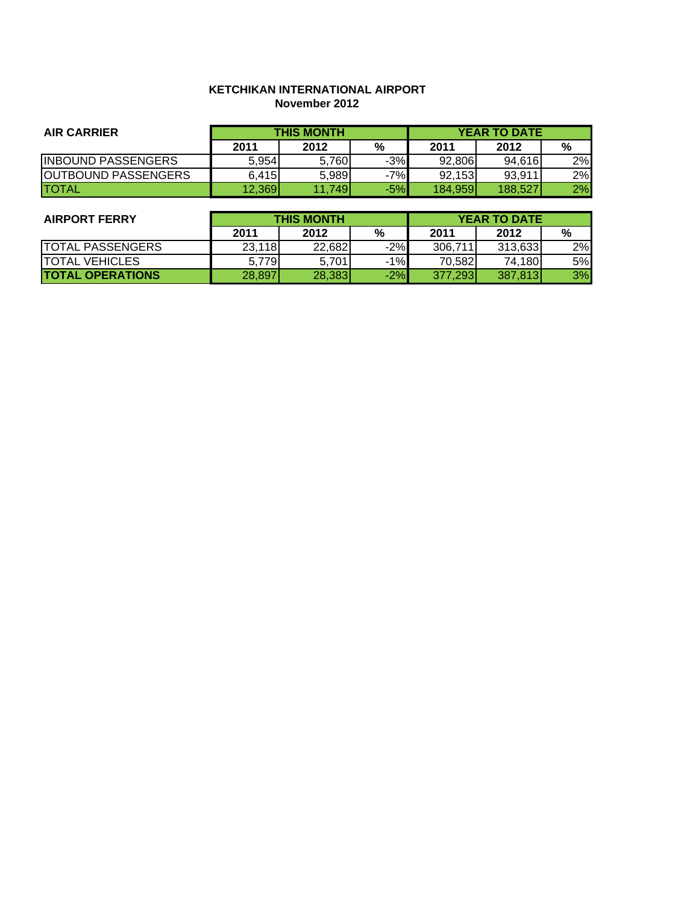**KETCHIKAN INTERNATIONAL AIRPORT**
**November 2012**

| AIR CARRIER | THIS MONTH | | | YEAR TO DATE | | |
|---|---|---|---|---|---|---|
| | 2011 | 2012 | % | 2011 | 2012 | % |
| INBOUND PASSENGERS | 5,954 | 5,760 | -3% | 92,806 | 94,616 | 2% |
| OUTBOUND PASSENGERS | 6,415 | 5,989 | -7% | 92,153 | 93,911 | 2% |
| TOTAL | 12,369 | 11,749 | -5% | 184,959 | 188,527 | 2% |

| AIRPORT FERRY | THIS MONTH | | | YEAR TO DATE | | |
|---|---|---|---|---|---|---|
| | 2011 | 2012 | % | 2011 | 2012 | % |
| TOTAL PASSENGERS | 23,118 | 22,682 | -2% | 306,711 | 313,633 | 2% |
| TOTAL VEHICLES | 5,779 | 5,701 | -1% | 70,582 | 74,180 | 5% |
| **TOTAL OPERATIONS** | 28,897 | 28,383 | -2% | 377,293 | 387,813 | 3% |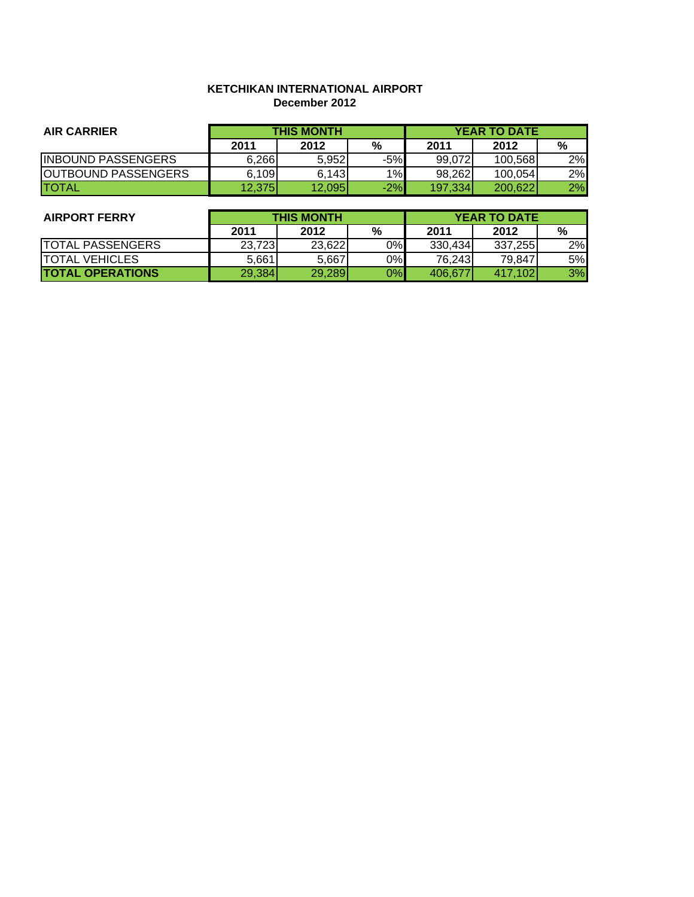**KETCHIKAN INTERNATIONAL AIRPORT**
**December 2012**

| AIR CARRIER | THIS MONTH | | | YEAR TO DATE | | |
|---|---|---|---|---|---|---|
| | 2011 | 2012 | % | 2011 | 2012 | % |
| INBOUND PASSENGERS | 6,266 | 5,952 | -5% | 99,072 | 100,568 | 2% |
| OUTBOUND PASSENGERS | 6,109 | 6,143 | 1% | 98,262 | 100,054 | 2% |
| TOTAL | 12,375 | 12,095 | -2% | 197,334 | 200,622 | 2% |

| AIRPORT FERRY | THIS MONTH | | | YEAR TO DATE | | |
|---|---|---|---|---|---|---|
| | 2011 | 2012 | % | 2011 | 2012 | % |
| TOTAL PASSENGERS | 23,723 | 23,622 | 0% | 330,434 | 337,255 | 2% |
| TOTAL VEHICLES | 5,661 | 5,667 | 0% | 76,243 | 79,847 | 5% |
| **TOTAL OPERATIONS** | 29,384 | 29,289 | 0% | 406,677 | 417,102 | 3% |